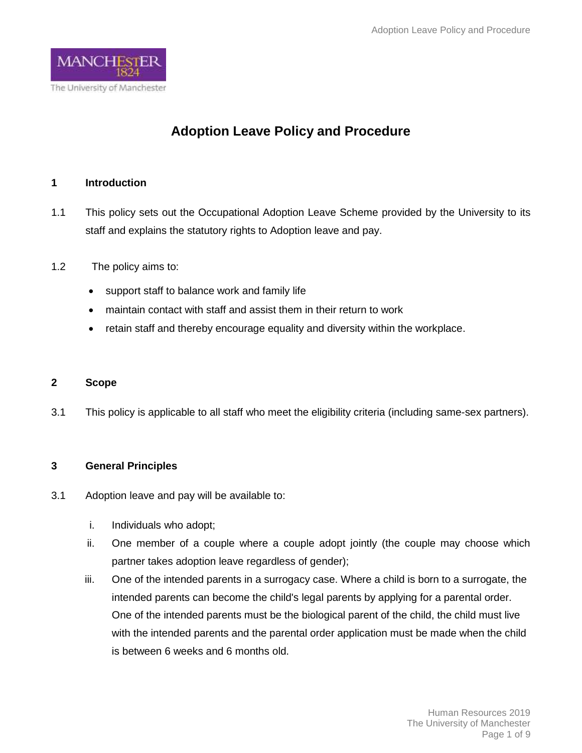# Adoption Leave Policy and Procedure

## 1 Introduction

1.1 This policy sets out the Occupational Adoption Leave Scheme provided by the University to its staff and explains the statutory rights to Adoption leave and pay.

1.2 The policy aims to:

- support staff to balance work and family life
- maintain contact with staff and assist them in their return to work
- retain staff and thereby encourage equality and diversity within the workplace.

## 2 Scope

3.1 This policy is applicable to all staff who meet the eligibility criteria (including same-sex partners).

## 3 General Principles

3.1 Adoption leave and pay will be available to:

i. Individuals who adopt;

ii. One member of a couple where a couple adopt jointly (the couple may choose which partner takes adoption leave regardless of gender);

iii. One of the intended parents in a surrogacy case. Where a child is born to a surrogate, the intended parents can become the child's legal parents by applying for a parental order. One of the intended parents must be the biological parent of the child, the child must live with the intended parents and the parental order application must be made when the child is between 6 weeks and 6 months old.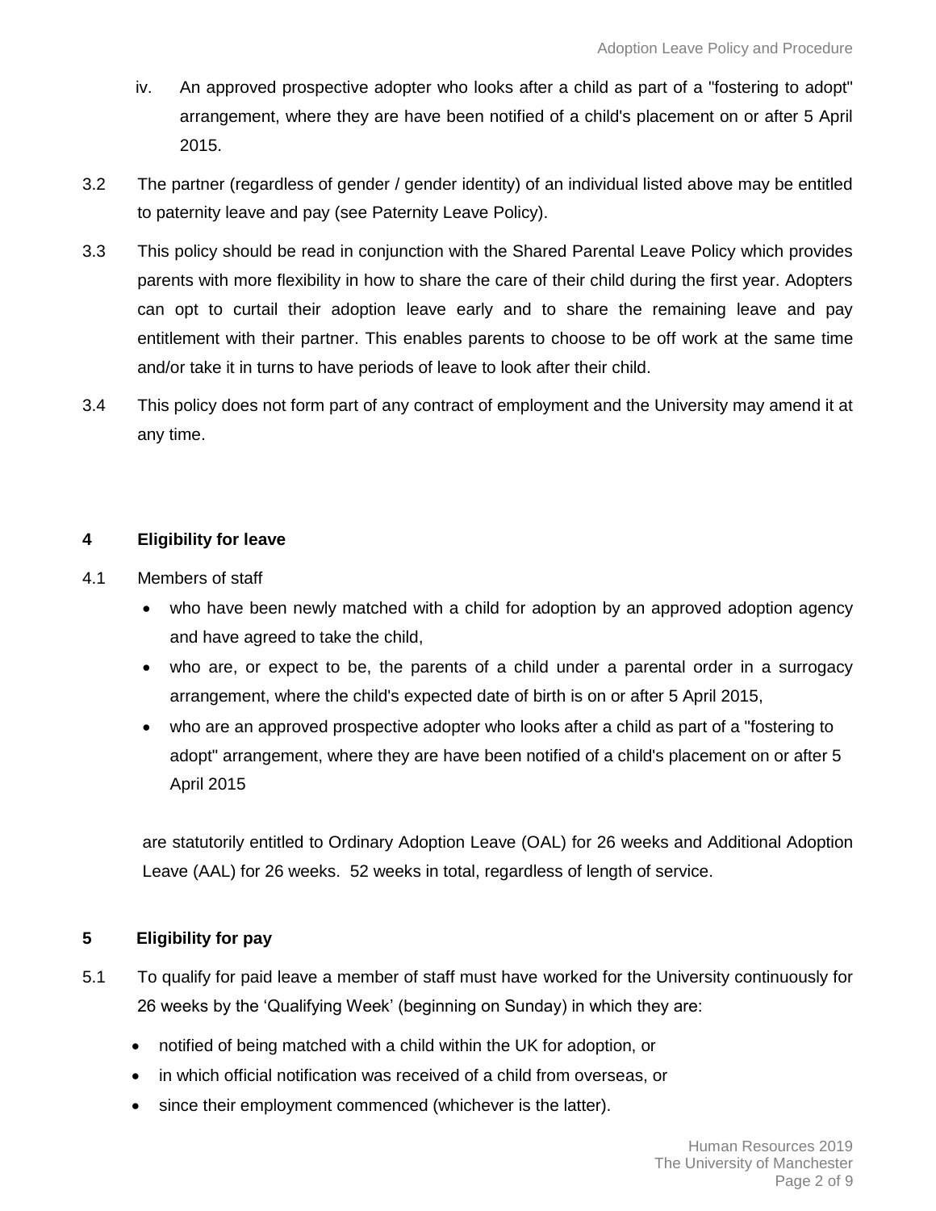iv. An approved prospective adopter who looks after a child as part of a "fostering to adopt" arrangement, where they are have been notified of a child's placement on or after 5 April 2015.

3.2 The partner (regardless of gender / gender identity) of an individual listed above may be entitled to paternity leave and pay (see Paternity Leave Policy).

3.3 This policy should be read in conjunction with the Shared Parental Leave Policy which provides parents with more flexibility in how to share the care of their child during the first year. Adopters can opt to curtail their adoption leave early and to share the remaining leave and pay entitlement with their partner. This enables parents to choose to be off work at the same time and/or take it in turns to have periods of leave to look after their child.

3.4 This policy does not form part of any contract of employment and the University may amend it at any time.

## 4 Eligibility for leave

4.1 Members of staff

- who have been newly matched with a child for adoption by an approved adoption agency and have agreed to take the child,
- who are, or expect to be, the parents of a child under a parental order in a surrogacy arrangement, where the child's expected date of birth is on or after 5 April 2015,
- who are an approved prospective adopter who looks after a child as part of a "fostering to adopt" arrangement, where they are have been notified of a child's placement on or after 5 April 2015

are statutorily entitled to Ordinary Adoption Leave (OAL) for 26 weeks and Additional Adoption Leave (AAL) for 26 weeks. 52 weeks in total, regardless of length of service.

## 5 Eligibility for pay

5.1 To qualify for paid leave a member of staff must have worked for the University continuously for 26 weeks by the 'Qualifying Week' (beginning on Sunday) in which they are:

- notified of being matched with a child within the UK for adoption, or
- in which official notification was received of a child from overseas, or
- since their employment commenced (whichever is the latter).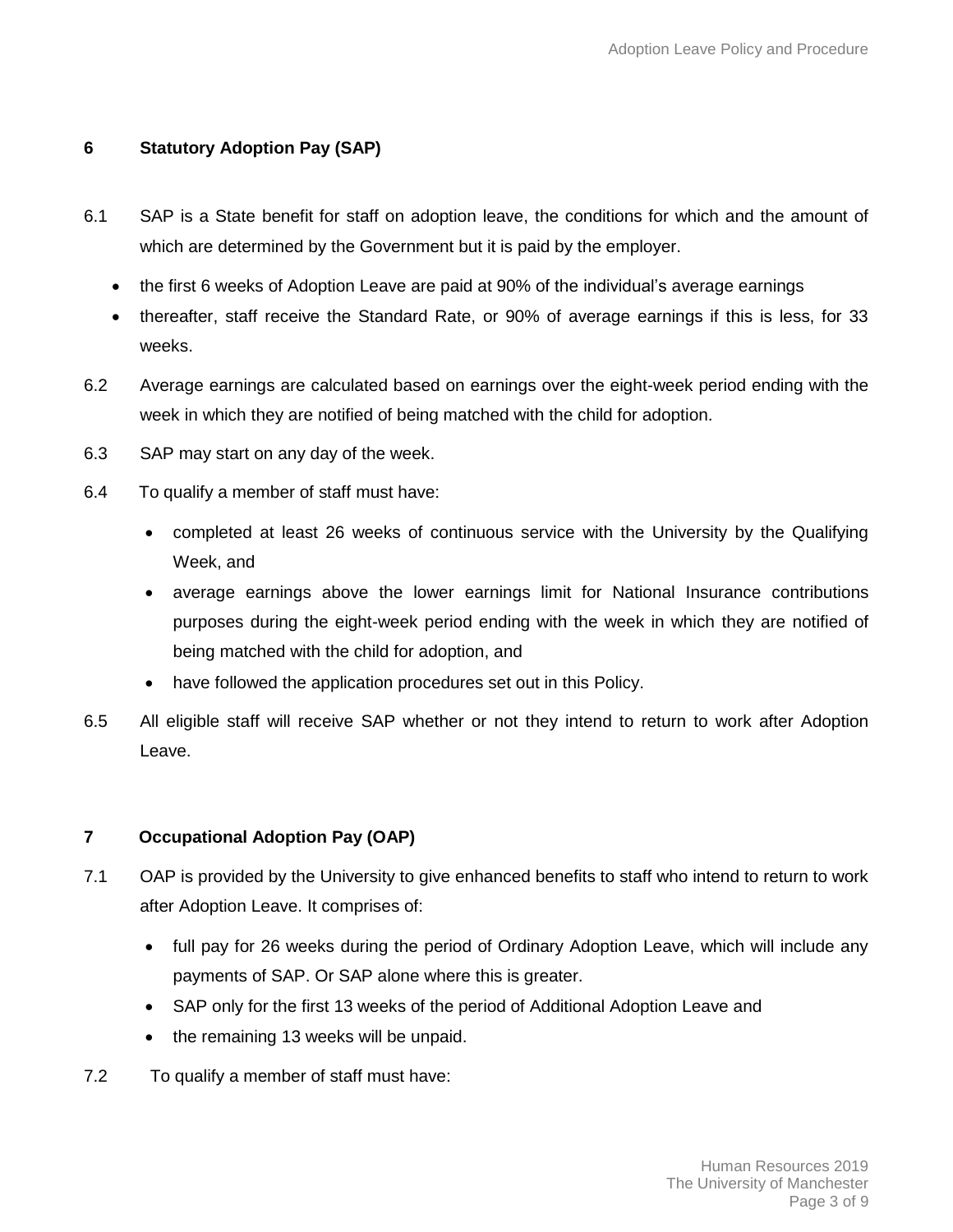## 6 Statutory Adoption Pay (SAP)

6.1 SAP is a State benefit for staff on adoption leave, the conditions for which and the amount of which are determined by the Government but it is paid by the employer.

- the first 6 weeks of Adoption Leave are paid at 90% of the individual's average earnings
- thereafter, staff receive the Standard Rate, or 90% of average earnings if this is less, for 33 weeks.

6.2 Average earnings are calculated based on earnings over the eight-week period ending with the week in which they are notified of being matched with the child for adoption.

6.3 SAP may start on any day of the week.

6.4 To qualify a member of staff must have:

- completed at least 26 weeks of continuous service with the University by the Qualifying Week, and
- average earnings above the lower earnings limit for National Insurance contributions purposes during the eight-week period ending with the week in which they are notified of being matched with the child for adoption, and
- have followed the application procedures set out in this Policy.

6.5 All eligible staff will receive SAP whether or not they intend to return to work after Adoption Leave.

## 7 Occupational Adoption Pay (OAP)

7.1 OAP is provided by the University to give enhanced benefits to staff who intend to return to work after Adoption Leave. It comprises of:

- full pay for 26 weeks during the period of Ordinary Adoption Leave, which will include any payments of SAP. Or SAP alone where this is greater.
- SAP only for the first 13 weeks of the period of Additional Adoption Leave and
- the remaining 13 weeks will be unpaid.

7.2 To qualify a member of staff must have: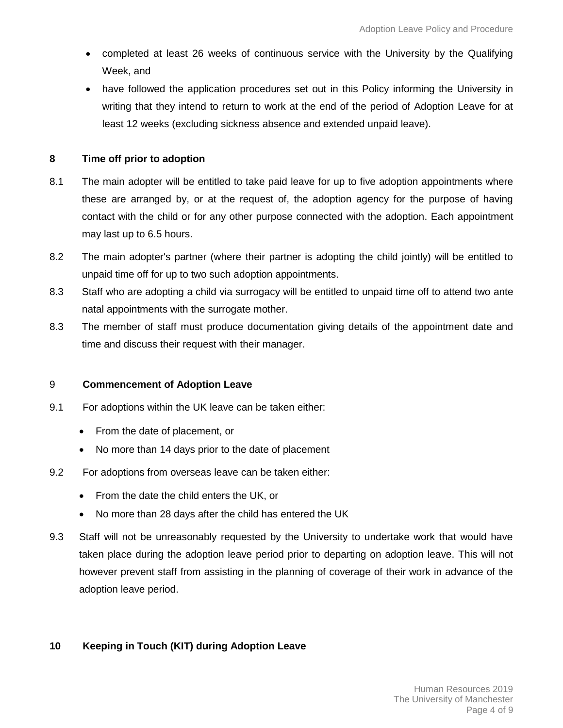- completed at least 26 weeks of continuous service with the University by the Qualifying Week, and
- have followed the application procedures set out in this Policy informing the University in writing that they intend to return to work at the end of the period of Adoption Leave for at least 12 weeks (excluding sickness absence and extended unpaid leave).

## 8 Time off prior to adoption

8.1 The main adopter will be entitled to take paid leave for up to five adoption appointments where these are arranged by, or at the request of, the adoption agency for the purpose of having contact with the child or for any other purpose connected with the adoption. Each appointment may last up to 6.5 hours.

8.2 The main adopter's partner (where their partner is adopting the child jointly) will be entitled to unpaid time off for up to two such adoption appointments.

8.3 Staff who are adopting a child via surrogacy will be entitled to unpaid time off to attend two ante natal appointments with the surrogate mother.

8.3 The member of staff must produce documentation giving details of the appointment date and time and discuss their request with their manager.

## 9 Commencement of Adoption Leave

9.1 For adoptions within the UK leave can be taken either:

- From the date of placement, or
- No more than 14 days prior to the date of placement

9.2 For adoptions from overseas leave can be taken either:

- From the date the child enters the UK, or
- No more than 28 days after the child has entered the UK

9.3 Staff will not be unreasonably requested by the University to undertake work that would have taken place during the adoption leave period prior to departing on adoption leave. This will not however prevent staff from assisting in the planning of coverage of their work in advance of the adoption leave period.

## 10 Keeping in Touch (KIT) during Adoption Leave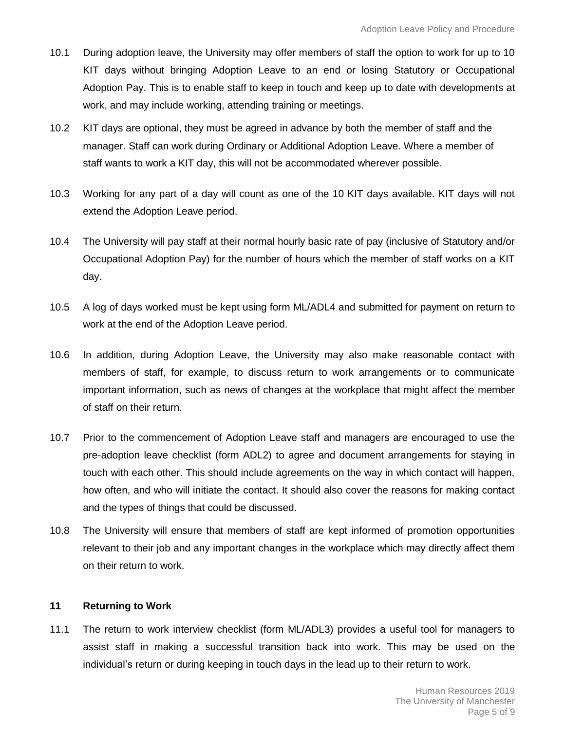10.1 During adoption leave, the University may offer members of staff the option to work for up to 10 KIT days without bringing Adoption Leave to an end or losing Statutory or Occupational Adoption Pay. This is to enable staff to keep in touch and keep up to date with developments at work, and may include working, attending training or meetings.

10.2 KIT days are optional, they must be agreed in advance by both the member of staff and the manager. Staff can work during Ordinary or Additional Adoption Leave. Where a member of staff wants to work a KIT day, this will not be accommodated wherever possible.

10.3 Working for any part of a day will count as one of the 10 KIT days available. KIT days will not extend the Adoption Leave period.

10.4 The University will pay staff at their normal hourly basic rate of pay (inclusive of Statutory and/or Occupational Adoption Pay) for the number of hours which the member of staff works on a KIT day.

10.5 A log of days worked must be kept using form ML/ADL4 and submitted for payment on return to work at the end of the Adoption Leave period.

10.6 In addition, during Adoption Leave, the University may also make reasonable contact with members of staff, for example, to discuss return to work arrangements or to communicate important information, such as news of changes at the workplace that might affect the member of staff on their return.

10.7 Prior to the commencement of Adoption Leave staff and managers are encouraged to use the pre-adoption leave checklist (form ADL2) to agree and document arrangements for staying in touch with each other. This should include agreements on the way in which contact will happen, how often, and who will initiate the contact. It should also cover the reasons for making contact and the types of things that could be discussed.

10.8 The University will ensure that members of staff are kept informed of promotion opportunities relevant to their job and any important changes in the workplace which may directly affect them on their return to work.

## 11 Returning to Work

11.1 The return to work interview checklist (form ML/ADL3) provides a useful tool for managers to assist staff in making a successful transition back into work. This may be used on the individual's return or during keeping in touch days in the lead up to their return to work.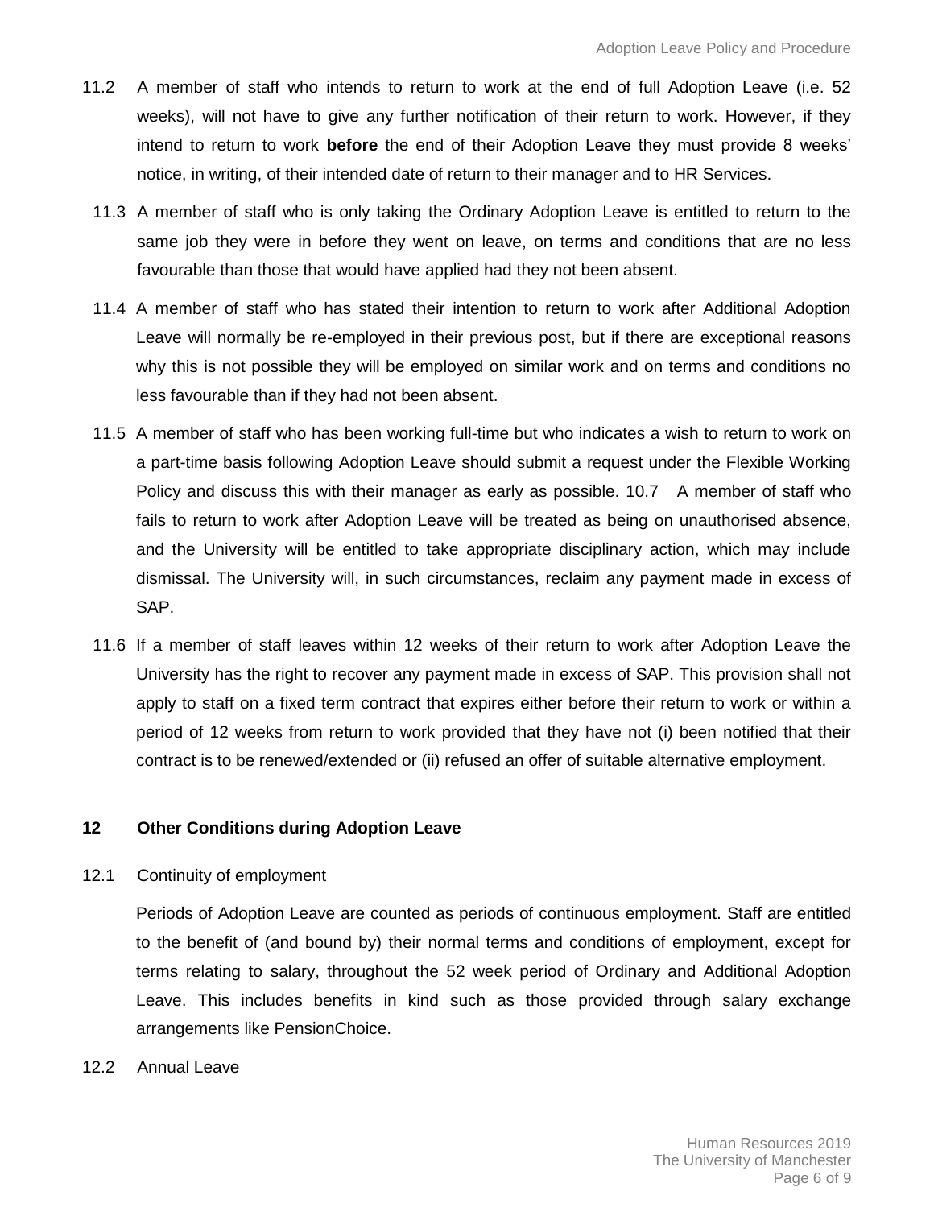11.2 A member of staff who intends to return to work at the end of full Adoption Leave (i.e. 52 weeks), will not have to give any further notification of their return to work. However, if they intend to return to work **before** the end of their Adoption Leave they must provide 8 weeks' notice, in writing, of their intended date of return to their manager and to HR Services.

11.3 A member of staff who is only taking the Ordinary Adoption Leave is entitled to return to the same job they were in before they went on leave, on terms and conditions that are no less favourable than those that would have applied had they not been absent.

11.4 A member of staff who has stated their intention to return to work after Additional Adoption Leave will normally be re-employed in their previous post, but if there are exceptional reasons why this is not possible they will be employed on similar work and on terms and conditions no less favourable than if they had not been absent.

11.5 A member of staff who has been working full-time but who indicates a wish to return to work on a part-time basis following Adoption Leave should submit a request under the Flexible Working Policy and discuss this with their manager as early as possible. 10.7 A member of staff who fails to return to work after Adoption Leave will be treated as being on unauthorised absence, and the University will be entitled to take appropriate disciplinary action, which may include dismissal. The University will, in such circumstances, reclaim any payment made in excess of SAP.

11.6 If a member of staff leaves within 12 weeks of their return to work after Adoption Leave the University has the right to recover any payment made in excess of SAP. This provision shall not apply to staff on a fixed term contract that expires either before their return to work or within a period of 12 weeks from return to work provided that they have not (i) been notified that their contract is to be renewed/extended or (ii) refused an offer of suitable alternative employment.

## 12 Other Conditions during Adoption Leave

12.1 Continuity of employment

Periods of Adoption Leave are counted as periods of continuous employment. Staff are entitled to the benefit of (and bound by) their normal terms and conditions of employment, except for terms relating to salary, throughout the 52 week period of Ordinary and Additional Adoption Leave. This includes benefits in kind such as those provided through salary exchange arrangements like PensionChoice.

12.2 Annual Leave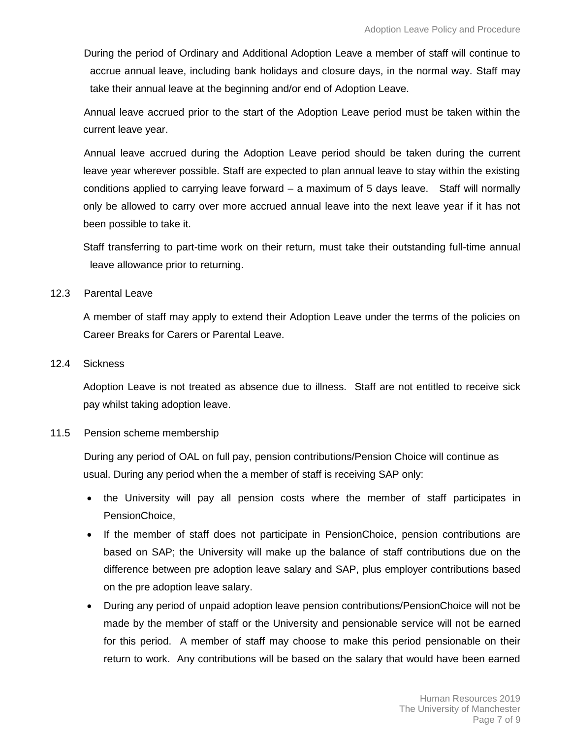During the period of Ordinary and Additional Adoption Leave a member of staff will continue to accrue annual leave, including bank holidays and closure days, in the normal way. Staff may take their annual leave at the beginning and/or end of Adoption Leave.

Annual leave accrued prior to the start of the Adoption Leave period must be taken within the current leave year.

Annual leave accrued during the Adoption Leave period should be taken during the current leave year wherever possible. Staff are expected to plan annual leave to stay within the existing conditions applied to carrying leave forward – a maximum of 5 days leave. Staff will normally only be allowed to carry over more accrued annual leave into the next leave year if it has not been possible to take it.

Staff transferring to part-time work on their return, must take their outstanding full-time annual leave allowance prior to returning.

### 12.3 Parental Leave

A member of staff may apply to extend their Adoption Leave under the terms of the policies on Career Breaks for Carers or Parental Leave.

### 12.4 Sickness

Adoption Leave is not treated as absence due to illness. Staff are not entitled to receive sick pay whilst taking adoption leave.

### 11.5 Pension scheme membership

During any period of OAL on full pay, pension contributions/Pension Choice will continue as usual. During any period when the a member of staff is receiving SAP only:

- the University will pay all pension costs where the member of staff participates in PensionChoice,
- If the member of staff does not participate in PensionChoice, pension contributions are based on SAP; the University will make up the balance of staff contributions due on the difference between pre adoption leave salary and SAP, plus employer contributions based on the pre adoption leave salary.
- During any period of unpaid adoption leave pension contributions/PensionChoice will not be made by the member of staff or the University and pensionable service will not be earned for this period. A member of staff may choose to make this period pensionable on their return to work. Any contributions will be based on the salary that would have been earned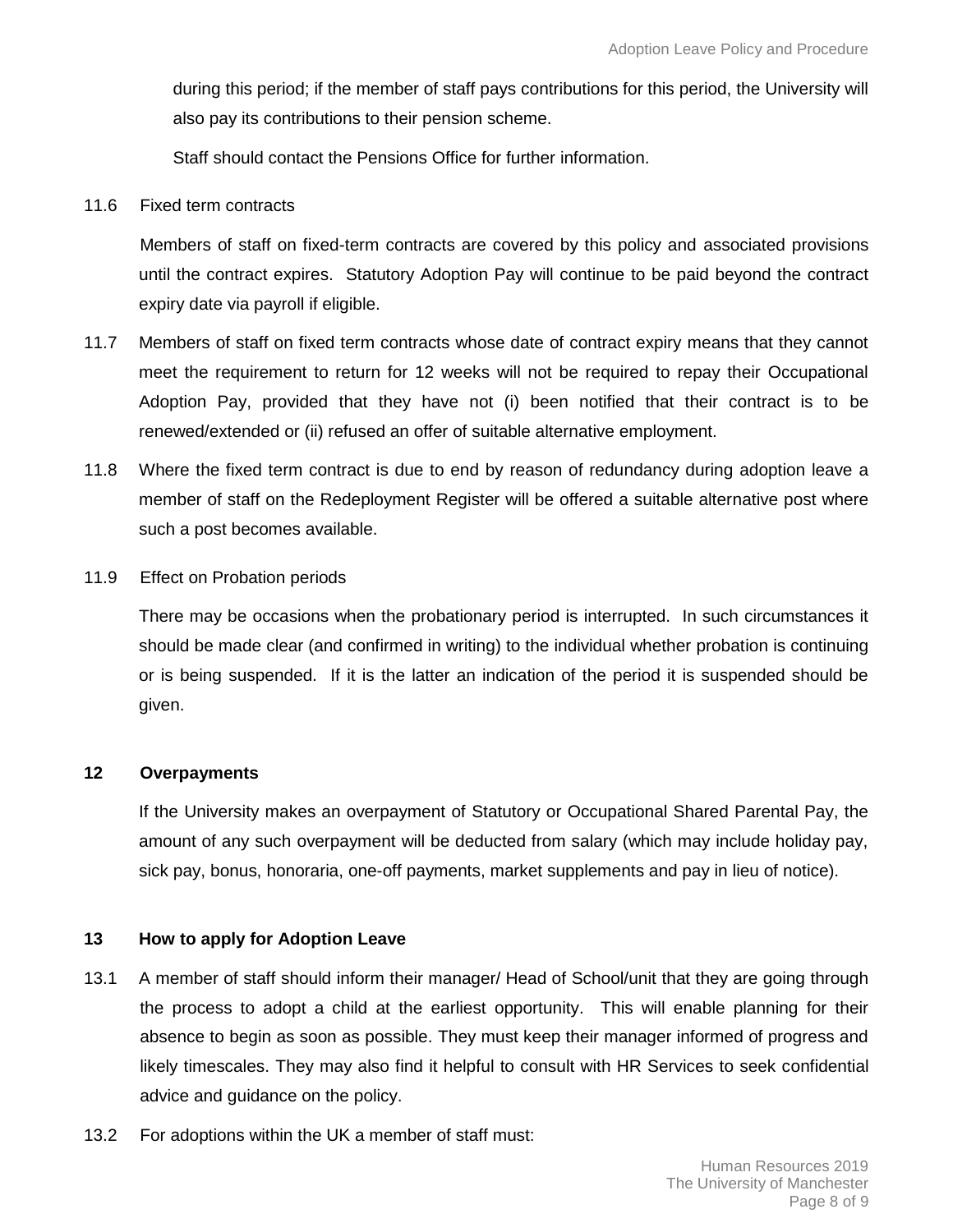during this period; if the member of staff pays contributions for this period, the University will also pay its contributions to their pension scheme.

Staff should contact the Pensions Office for further information.

11.6 Fixed term contracts

Members of staff on fixed-term contracts are covered by this policy and associated provisions until the contract expires. Statutory Adoption Pay will continue to be paid beyond the contract expiry date via payroll if eligible.

11.7 Members of staff on fixed term contracts whose date of contract expiry means that they cannot meet the requirement to return for 12 weeks will not be required to repay their Occupational Adoption Pay, provided that they have not (i) been notified that their contract is to be renewed/extended or (ii) refused an offer of suitable alternative employment.

11.8 Where the fixed term contract is due to end by reason of redundancy during adoption leave a member of staff on the Redeployment Register will be offered a suitable alternative post where such a post becomes available.

11.9 Effect on Probation periods

There may be occasions when the probationary period is interrupted. In such circumstances it should be made clear (and confirmed in writing) to the individual whether probation is continuing or is being suspended. If it is the latter an indication of the period it is suspended should be given.

## 12 Overpayments

If the University makes an overpayment of Statutory or Occupational Shared Parental Pay, the amount of any such overpayment will be deducted from salary (which may include holiday pay, sick pay, bonus, honoraria, one-off payments, market supplements and pay in lieu of notice).

## 13 How to apply for Adoption Leave

13.1 A member of staff should inform their manager/ Head of School/unit that they are going through the process to adopt a child at the earliest opportunity. This will enable planning for their absence to begin as soon as possible. They must keep their manager informed of progress and likely timescales. They may also find it helpful to consult with HR Services to seek confidential advice and guidance on the policy.

13.2 For adoptions within the UK a member of staff must: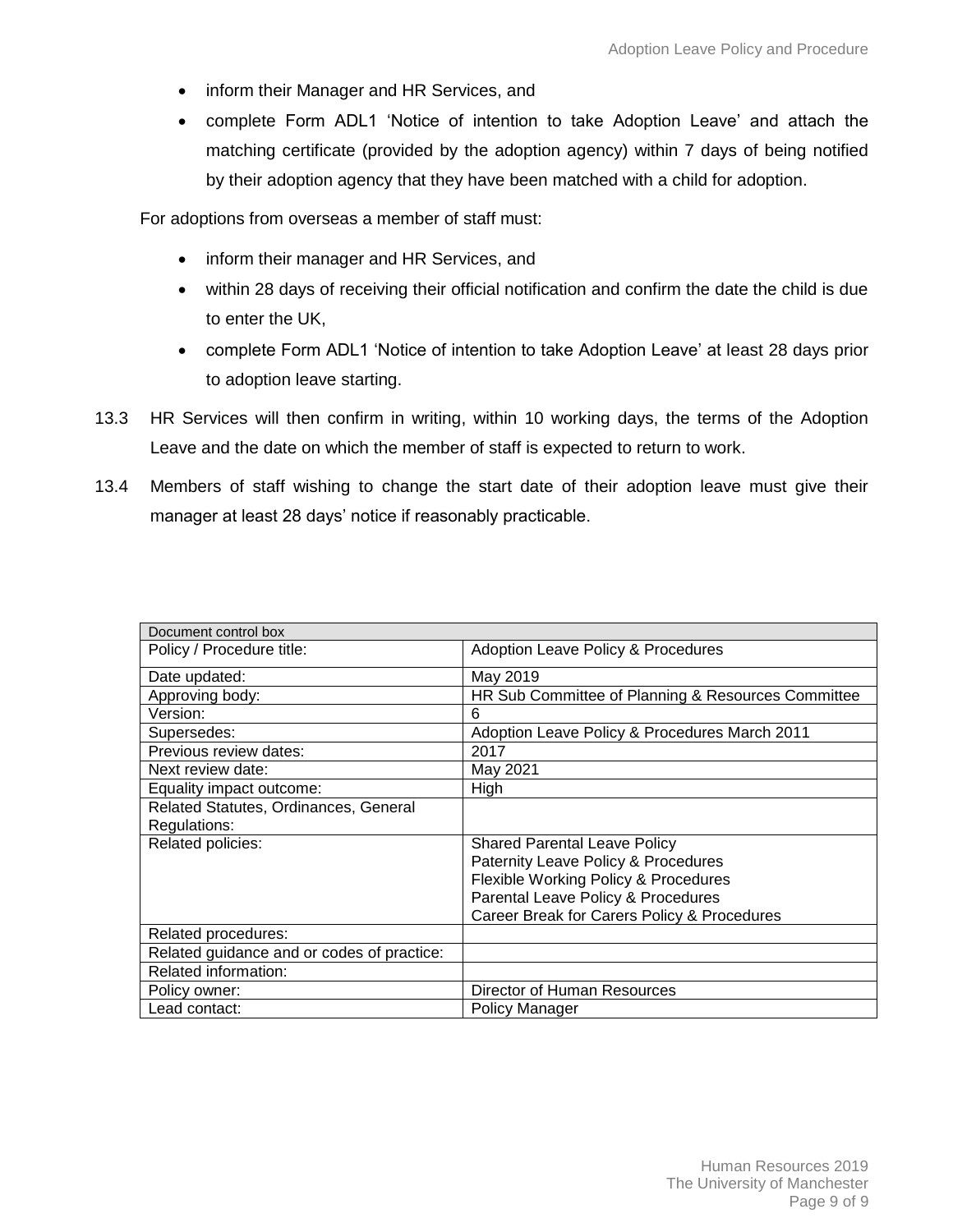- inform their Manager and HR Services, and
- complete Form ADL1 'Notice of intention to take Adoption Leave' and attach the matching certificate (provided by the adoption agency) within 7 days of being notified by their adoption agency that they have been matched with a child for adoption.

For adoptions from overseas a member of staff must:

- inform their manager and HR Services, and
- within 28 days of receiving their official notification and confirm the date the child is due to enter the UK,
- complete Form ADL1 'Notice of intention to take Adoption Leave' at least 28 days prior to adoption leave starting.

13.3 HR Services will then confirm in writing, within 10 working days, the terms of the Adoption Leave and the date on which the member of staff is expected to return to work.

13.4 Members of staff wishing to change the start date of their adoption leave must give their manager at least 28 days' notice if reasonably practicable.

| Document control box | |
|---|---|
| Policy / Procedure title: | Adoption Leave Policy & Procedures |
| Date updated: | May 2019 |
| Approving body: | HR Sub Committee of Planning & Resources Committee |
| Version: | 6 |
| Supersedes: | Adoption Leave Policy & Procedures March 2011 |
| Previous review dates: | 2017 |
| Next review date: | May 2021 |
| Equality impact outcome: | High |
| Related Statutes, Ordinances, General Regulations: | |
| Related policies: | Shared Parental Leave Policy<br>Paternity Leave Policy & Procedures<br>Flexible Working Policy & Procedures<br>Parental Leave Policy & Procedures<br>Career Break for Carers Policy & Procedures |
| Related procedures: | |
| Related guidance and or codes of practice: | |
| Related information: | |
| Policy owner: | Director of Human Resources |
| Lead contact: | Policy Manager |